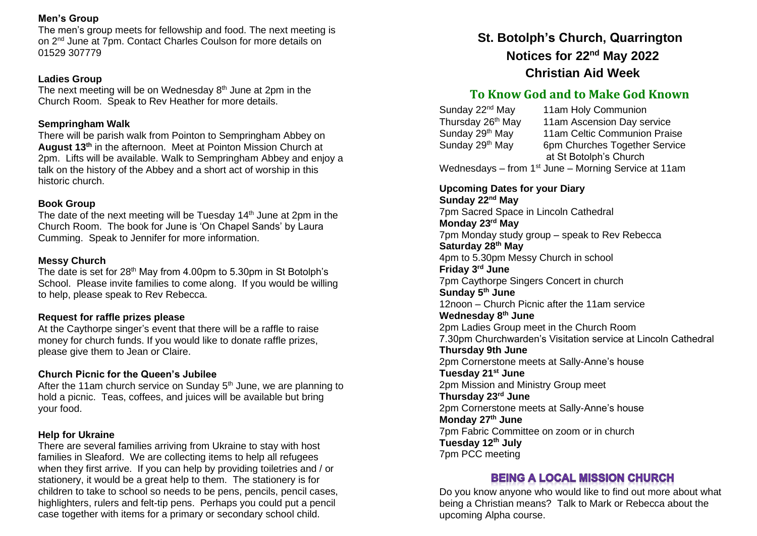# St. Botolph's Church, Quarrington

## Notices for 22nd May 2022

## Christian Aid Week

### To Know God and to Make God Known

| | |
|---|---|
| Sunday 22nd May | 11am Holy Communion |
| Thursday 26th May | 11am Ascension Day service |
| Sunday 29th May | 11am Celtic Communion Praise |
| Sunday 29th May | 6pm Churches Together Service at St Botolph's Church |

Wednesdays – from 1st June – Morning Service at 11am

**Upcoming Dates for your Diary**

**Sunday 22nd May**
7pm Sacred Space in Lincoln Cathedral

**Monday 23rd May**
7pm Monday study group – speak to Rev Rebecca

**Saturday 28th May**
4pm to 5.30pm Messy Church in school

**Friday 3rd June**
7pm Caythorpe Singers Concert in church

**Sunday 5th June**
12noon – Church Picnic after the 11am service

**Wednesday 8th June**
2pm Ladies Group meet in the Church Room
7.30pm Churchwarden's Visitation service at Lincoln Cathedral

**Thursday 9th June**
2pm Cornerstone meets at Sally-Anne's house

**Tuesday 21st June**
2pm Mission and Ministry Group meet

**Thursday 23rd June**
2pm Cornerstone meets at Sally-Anne's house

**Monday 27th June**
7pm Fabric Committee on zoom or in church

**Tuesday 12th July**
7pm PCC meeting

### BEING A LOCAL MISSION CHURCH

Do you know anyone who would like to find out more about what being a Christian means? Talk to Mark or Rebecca about the upcoming Alpha course.

**Men's Group**

The men's group meets for fellowship and food. The next meeting is on 2nd June at 7pm. Contact Charles Coulson for more details on 01529 307779

**Ladies Group**

The next meeting will be on Wednesday 8th June at 2pm in the Church Room. Speak to Rev Heather for more details.

**Sempringham Walk**

There will be parish walk from Pointon to Sempringham Abbey on **August 13th** in the afternoon. Meet at Pointon Mission Church at 2pm. Lifts will be available. Walk to Sempringham Abbey and enjoy a talk on the history of the Abbey and a short act of worship in this historic church.

**Book Group**

The date of the next meeting will be Tuesday 14th June at 2pm in the Church Room. The book for June is 'On Chapel Sands' by Laura Cumming. Speak to Jennifer for more information.

**Messy Church**

The date is set for 28th May from 4.00pm to 5.30pm in St Botolph's School. Please invite families to come along. If you would be willing to help, please speak to Rev Rebecca.

**Request for raffle prizes please**

At the Caythorpe singer's event that there will be a raffle to raise money for church funds. If you would like to donate raffle prizes, please give them to Jean or Claire.

**Church Picnic for the Queen's Jubilee**

After the 11am church service on Sunday 5th June, we are planning to hold a picnic. Teas, coffees, and juices will be available but bring your food.

**Help for Ukraine**

There are several families arriving from Ukraine to stay with host families in Sleaford. We are collecting items to help all refugees when they first arrive. If you can help by providing toiletries and / or stationery, it would be a great help to them. The stationery is for children to take to school so needs to be pens, pencils, pencil cases, highlighters, rulers and felt-tip pens. Perhaps you could put a pencil case together with items for a primary or secondary school child.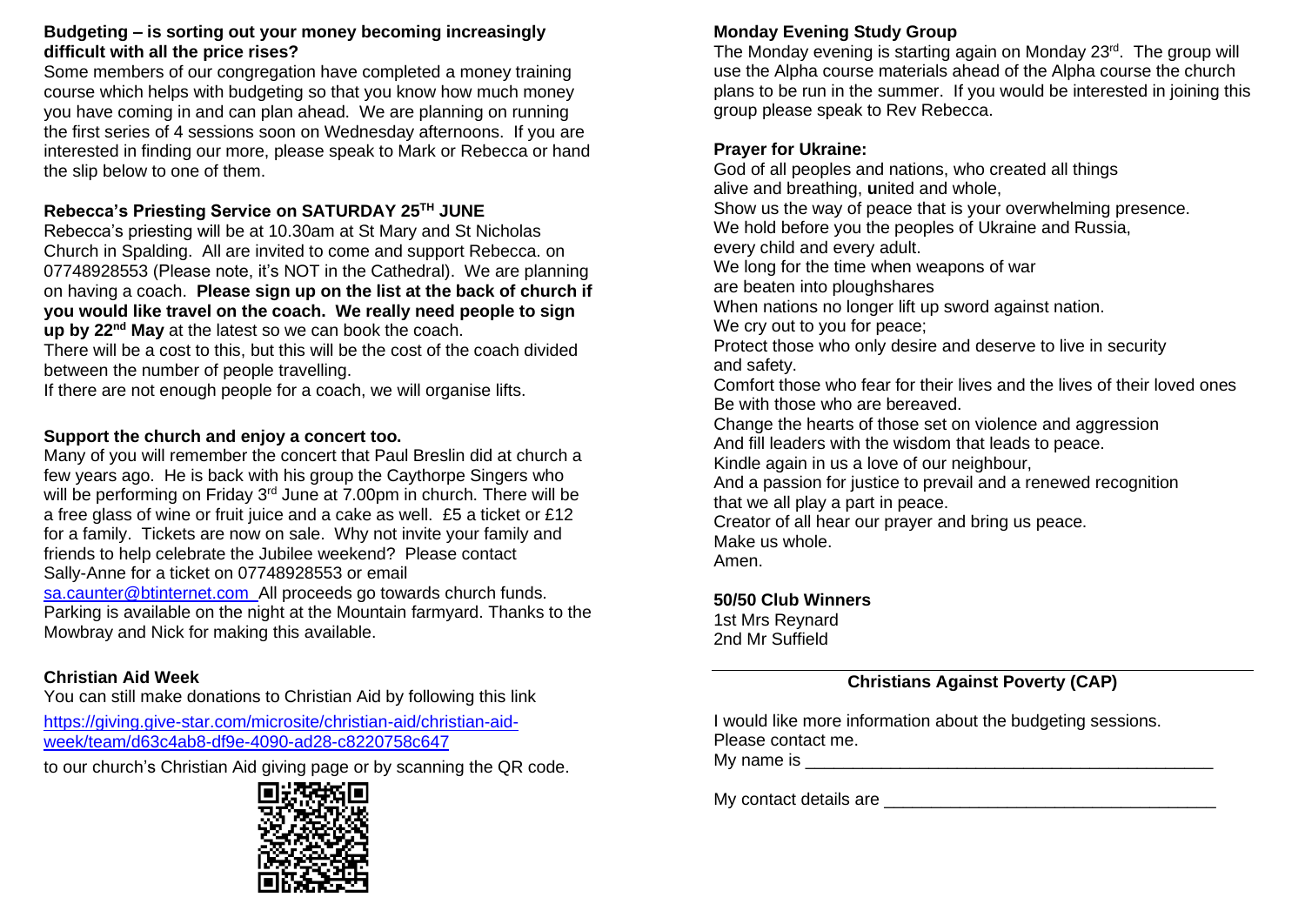**Budgeting – is sorting out your money becoming increasingly difficult with all the price rises?**

Some members of our congregation have completed a money training course which helps with budgeting so that you know how much money you have coming in and can plan ahead. We are planning on running the first series of 4 sessions soon on Wednesday afternoons. If you are interested in finding our more, please speak to Mark or Rebecca or hand the slip below to one of them.

**Rebecca's Priesting Service on SATURDAY 25TH JUNE**

Rebecca's priesting will be at 10.30am at St Mary and St Nicholas Church in Spalding. All are invited to come and support Rebecca. on 07748928553 (Please note, it's NOT in the Cathedral). We are planning on having a coach. **Please sign up on the list at the back of church if you would like travel on the coach. We really need people to sign up by 22nd May** at the latest so we can book the coach.

There will be a cost to this, but this will be the cost of the coach divided between the number of people travelling.

If there are not enough people for a coach, we will organise lifts.

**Support the church and enjoy a concert too.**

Many of you will remember the concert that Paul Breslin did at church a few years ago. He is back with his group the Caythorpe Singers who will be performing on Friday 3rd June at 7.00pm in church. There will be a free glass of wine or fruit juice and a cake as well. £5 a ticket or £12 for a family. Tickets are now on sale. Why not invite your family and friends to help celebrate the Jubilee weekend? Please contact Sally-Anne for a ticket on 07748928553 or email sa.caunter@btinternet.com All proceeds go towards church funds. Parking is available on the night at the Mountain farmyard. Thanks to the Mowbray and Nick for making this available.

**Christian Aid Week**

You can still make donations to Christian Aid by following this link

https://giving.give-star.com/microsite/christian-aid/christian-aid-week/team/d63c4ab8-df9e-4090-ad28-c8220758c647

to our church's Christian Aid giving page or by scanning the QR code.

**Monday Evening Study Group**

The Monday evening is starting again on Monday 23rd. The group will use the Alpha course materials ahead of the Alpha course the church plans to be run in the summer. If you would be interested in joining this group please speak to Rev Rebecca.

**Prayer for Ukraine:**

God of all peoples and nations, who created all things
alive and breathing, **u**nited and whole,
Show us the way of peace that is your overwhelming presence.
We hold before you the peoples of Ukraine and Russia,
every child and every adult.
We long for the time when weapons of war
are beaten into ploughshares
When nations no longer lift up sword against nation.
We cry out to you for peace;
Protect those who only desire and deserve to live in security
and safety.
Comfort those who fear for their lives and the lives of their loved ones
Be with those who are bereaved.
Change the hearts of those set on violence and aggression
And fill leaders with the wisdom that leads to peace.
Kindle again in us a love of our neighbour,
And a passion for justice to prevail and a renewed recognition
that we all play a part in peace.
Creator of all hear our prayer and bring us peace.
Make us whole.
Amen.

**50/50 Club Winners**

1st Mrs Reynard
2nd Mr Suffield

---

**Christians Against Poverty (CAP)**

I would like more information about the budgeting sessions.
Please contact me.
My name is ____________________________________________

My contact details are ____________________________________